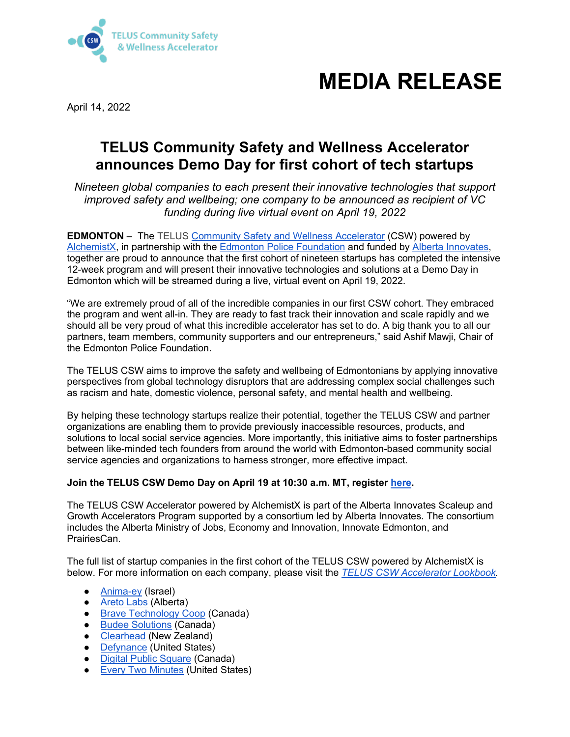TELUS Community Safety & Wellness Accelerator

# MEDIA RELEASE

April 14, 2022

## TELUS Community Safety and Wellness Accelerator announces Demo Day for first cohort of tech startups

*Nineteen global companies to each present their innovative technologies that support improved safety and wellbeing; one company to be announced as recipient of VC funding during live virtual event on April 19, 2022*

**EDMONTON** – The TELUS Community Safety and Wellness Accelerator (CSW) powered by AlchemistX, in partnership with the Edmonton Police Foundation and funded by Alberta Innovates, together are proud to announce that the first cohort of nineteen startups has completed the intensive 12-week program and will present their innovative technologies and solutions at a Demo Day in Edmonton which will be streamed during a live, virtual event on April 19, 2022.

"We are extremely proud of all of the incredible companies in our first CSW cohort. They embraced the program and went all-in. They are ready to fast track their innovation and scale rapidly and we should all be very proud of what this incredible accelerator has set to do. A big thank you to all our partners, team members, community supporters and our entrepreneurs," said Ashif Mawji, Chair of the Edmonton Police Foundation.

The TELUS CSW aims to improve the safety and wellbeing of Edmontonians by applying innovative perspectives from global technology disruptors that are addressing complex social challenges such as racism and hate, domestic violence, personal safety, and mental health and wellbeing.

By helping these technology startups realize their potential, together the TELUS CSW and partner organizations are enabling them to provide previously inaccessible resources, products, and solutions to local social service agencies. More importantly, this initiative aims to foster partnerships between like-minded tech founders from around the world with Edmonton-based community social service agencies and organizations to harness stronger, more effective impact.

**Join the TELUS CSW Demo Day on April 19 at 10:30 a.m. MT, register here.**

The TELUS CSW Accelerator powered by AlchemistX is part of the Alberta Innovates Scaleup and Growth Accelerators Program supported by a consortium led by Alberta Innovates. The consortium includes the Alberta Ministry of Jobs, Economy and Innovation, Innovate Edmonton, and PrairiesCan.

The full list of startup companies in the first cohort of the TELUS CSW powered by AlchemistX is below. For more information on each company, please visit the *TELUS CSW Accelerator Lookbook*.

- Anima-ey (Israel)
- Areto Labs (Alberta)
- Brave Technology Coop (Canada)
- Budee Solutions (Canada)
- Clearhead (New Zealand)
- Defynance (United States)
- Digital Public Square (Canada)
- Every Two Minutes (United States)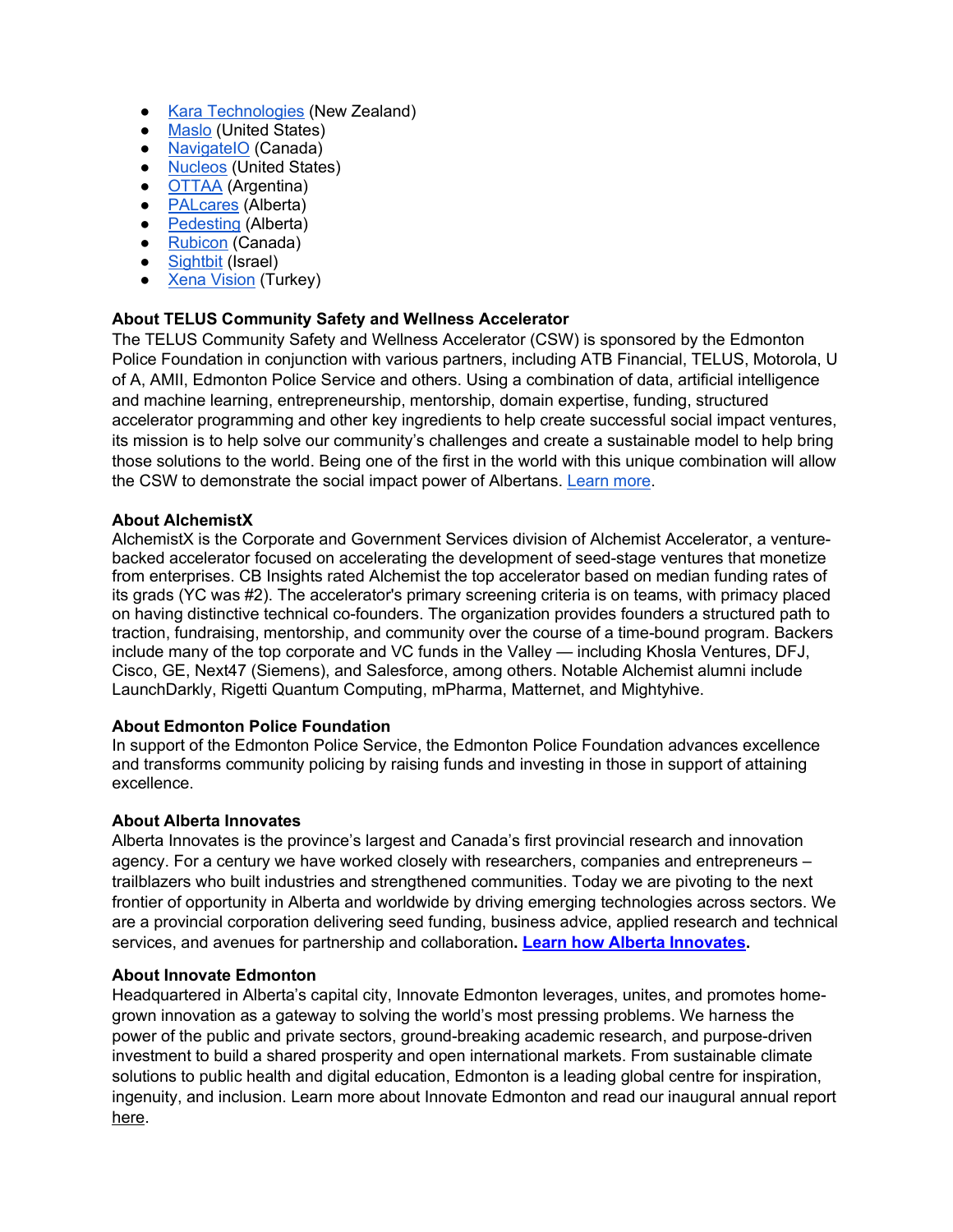- [Kara Technologies]() (New Zealand)
- [Maslo]() (United States)
- [NavigateIO]() (Canada)
- [Nucleos]() (United States)
- [OTTAA]() (Argentina)
- [PALcares]() (Alberta)
- [Pedesting]() (Alberta)
- [Rubicon]() (Canada)
- [Sightbit]() (Israel)
- [Xena Vision]() (Turkey)

**About TELUS Community Safety and Wellness Accelerator**
The TELUS Community Safety and Wellness Accelerator (CSW) is sponsored by the Edmonton Police Foundation in conjunction with various partners, including ATB Financial, TELUS, Motorola, U of A, AMII, Edmonton Police Service and others. Using a combination of data, artificial intelligence and machine learning, entrepreneurship, mentorship, domain expertise, funding, structured accelerator programming and other key ingredients to help create successful social impact ventures, its mission is to help solve our community's challenges and create a sustainable model to help bring those solutions to the world. Being one of the first in the world with this unique combination will allow the CSW to demonstrate the social impact power of Albertans. [Learn more]().

**About AlchemistX**
AlchemistX is the Corporate and Government Services division of Alchemist Accelerator, a venture-backed accelerator focused on accelerating the development of seed-stage ventures that monetize from enterprises. CB Insights rated Alchemist the top accelerator based on median funding rates of its grads (YC was #2). The accelerator's primary screening criteria is on teams, with primacy placed on having distinctive technical co-founders. The organization provides founders a structured path to traction, fundraising, mentorship, and community over the course of a time-bound program. Backers include many of the top corporate and VC funds in the Valley — including Khosla Ventures, DFJ, Cisco, GE, Next47 (Siemens), and Salesforce, among others. Notable Alchemist alumni include LaunchDarkly, Rigetti Quantum Computing, mPharma, Matternet, and Mightyhive.

**About Edmonton Police Foundation**
In support of the Edmonton Police Service, the Edmonton Police Foundation advances excellence and transforms community policing by raising funds and investing in those in support of attaining excellence.

**About Alberta Innovates**
Alberta Innovates is the province's largest and Canada's first provincial research and innovation agency. For a century we have worked closely with researchers, companies and entrepreneurs – trailblazers who built industries and strengthened communities. Today we are pivoting to the next frontier of opportunity in Alberta and worldwide by driving emerging technologies across sectors. We are a provincial corporation delivering seed funding, business advice, applied research and technical services, and avenues for partnership and collaboration. **[Learn how Alberta Innovates]().**

**About Innovate Edmonton**
Headquartered in Alberta's capital city, Innovate Edmonton leverages, unites, and promotes home-grown innovation as a gateway to solving the world's most pressing problems. We harness the power of the public and private sectors, ground-breaking academic research, and purpose-driven investment to build a shared prosperity and open international markets. From sustainable climate solutions to public health and digital education, Edmonton is a leading global centre for inspiration, ingenuity, and inclusion. Learn more about Innovate Edmonton and read our inaugural annual report [here]().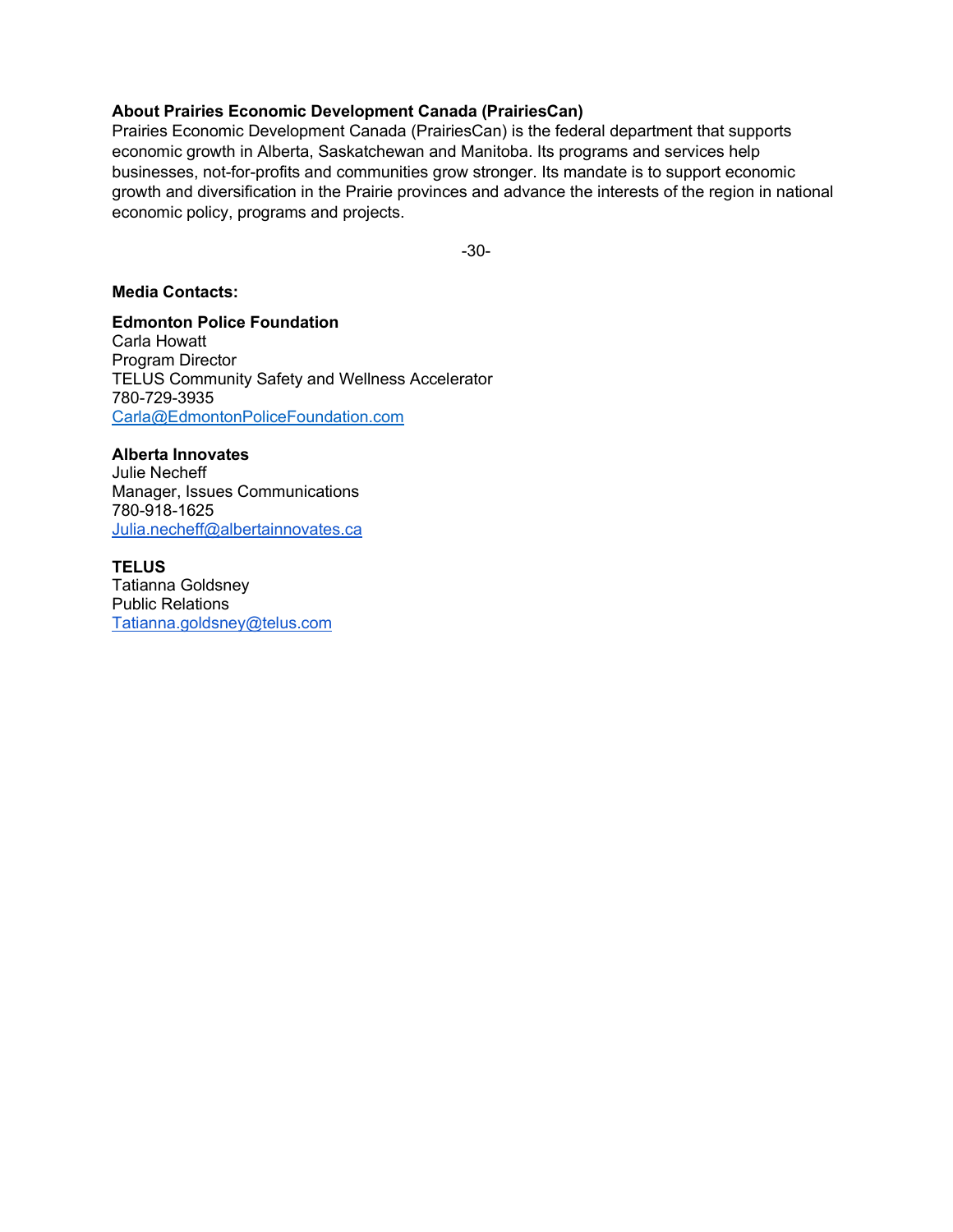**About Prairies Economic Development Canada (PrairiesCan)**
Prairies Economic Development Canada (PrairiesCan) is the federal department that supports economic growth in Alberta, Saskatchewan and Manitoba. Its programs and services help businesses, not-for-profits and communities grow stronger. Its mandate is to support economic growth and diversification in the Prairie provinces and advance the interests of the region in national economic policy, programs and projects.

-30-

**Media Contacts:**

**Edmonton Police Foundation**
Carla Howatt
Program Director
TELUS Community Safety and Wellness Accelerator
780-729-3935
Carla@EdmontonPoliceFoundation.com

**Alberta Innovates**
Julie Necheff
Manager, Issues Communications
780-918-1625
Julia.necheff@albertainnovates.ca

**TELUS**
Tatianna Goldsney
Public Relations
Tatianna.goldsney@telus.com